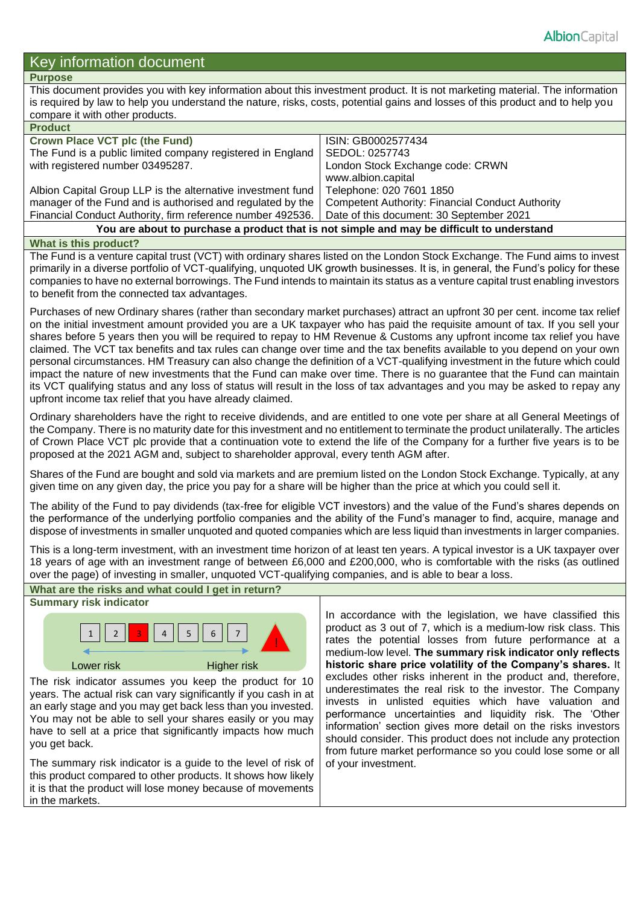# Key information document

## Purpose

This document provides you with key information about this investment product. It is not marketing material. The information is required by law to help you understand the nature, risks, costs, potential gains and losses of this product and to help you compare it with other products.

## Product

| **Crown Place VCT plc (the Fund)** | ISIN: GB0002577434 |
|---|---|
| The Fund is a public limited company registered in England with registered number 03495287. | SEDOL: 0257743<br>London Stock Exchange code: CRWN<br>www.albion.capital |
| Albion Capital Group LLP is the alternative investment fund manager of the Fund and is authorised and regulated by the Financial Conduct Authority, firm reference number 492536. | Telephone: 020 7601 1850<br>Competent Authority: Financial Conduct Authority<br>Date of this document: 30 September 2021 |

**You are about to purchase a product that is not simple and may be difficult to understand**

## What is this product?

The Fund is a venture capital trust (VCT) with ordinary shares listed on the London Stock Exchange. The Fund aims to invest primarily in a diverse portfolio of VCT-qualifying, unquoted UK growth businesses. It is, in general, the Fund's policy for these companies to have no external borrowings. The Fund intends to maintain its status as a venture capital trust enabling investors to benefit from the connected tax advantages.

Purchases of new Ordinary shares (rather than secondary market purchases) attract an upfront 30 per cent. income tax relief on the initial investment amount provided you are a UK taxpayer who has paid the requisite amount of tax. If you sell your shares before 5 years then you will be required to repay to HM Revenue & Customs any upfront income tax relief you have claimed. The VCT tax benefits and tax rules can change over time and the tax benefits available to you depend on your own personal circumstances. HM Treasury can also change the definition of a VCT-qualifying investment in the future which could impact the nature of new investments that the Fund can make over time. There is no guarantee that the Fund can maintain its VCT qualifying status and any loss of status will result in the loss of tax advantages and you may be asked to repay any upfront income tax relief that you have already claimed.

Ordinary shareholders have the right to receive dividends, and are entitled to one vote per share at all General Meetings of the Company. There is no maturity date for this investment and no entitlement to terminate the product unilaterally. The articles of Crown Place VCT plc provide that a continuation vote to extend the life of the Company for a further five years is to be proposed at the 2021 AGM and, subject to shareholder approval, every tenth AGM after.

Shares of the Fund are bought and sold via markets and are premium listed on the London Stock Exchange. Typically, at any given time on any given day, the price you pay for a share will be higher than the price at which you could sell it.

The ability of the Fund to pay dividends (tax-free for eligible VCT investors) and the value of the Fund's shares depends on the performance of the underlying portfolio companies and the ability of the Fund's manager to find, acquire, manage and dispose of investments in smaller unquoted and quoted companies which are less liquid than investments in larger companies.

This is a long-term investment, with an investment time horizon of at least ten years. A typical investor is a UK taxpayer over 18 years of age with an investment range of between £6,000 and £200,000, who is comfortable with the risks (as outlined over the page) of investing in smaller, unquoted VCT-qualifying companies, and is able to bear a loss.

## What are the risks and what could I get in return?

### Summary risk indicator

1 | 2 | **3** | 4 | 5 | 6 | 7

Lower risk → Higher risk

The risk indicator assumes you keep the product for 10 years. The actual risk can vary significantly if you cash in at an early stage and you may get back less than you invested. You may not be able to sell your shares easily or you may have to sell at a price that significantly impacts how much you get back.

The summary risk indicator is a guide to the level of risk of this product compared to other products. It shows how likely it is that the product will lose money because of movements in the markets.

In accordance with the legislation, we have classified this product as 3 out of 7, which is a medium-low risk class. This rates the potential losses from future performance at a medium-low level. **The summary risk indicator only reflects historic share price volatility of the Company's shares.** It excludes other risks inherent in the product and, therefore, underestimates the real risk to the investor. The Company invests in unlisted equities which have valuation and performance uncertainties and liquidity risk. The 'Other information' section gives more detail on the risks investors should consider. This product does not include any protection from future market performance so you could lose some or all of your investment.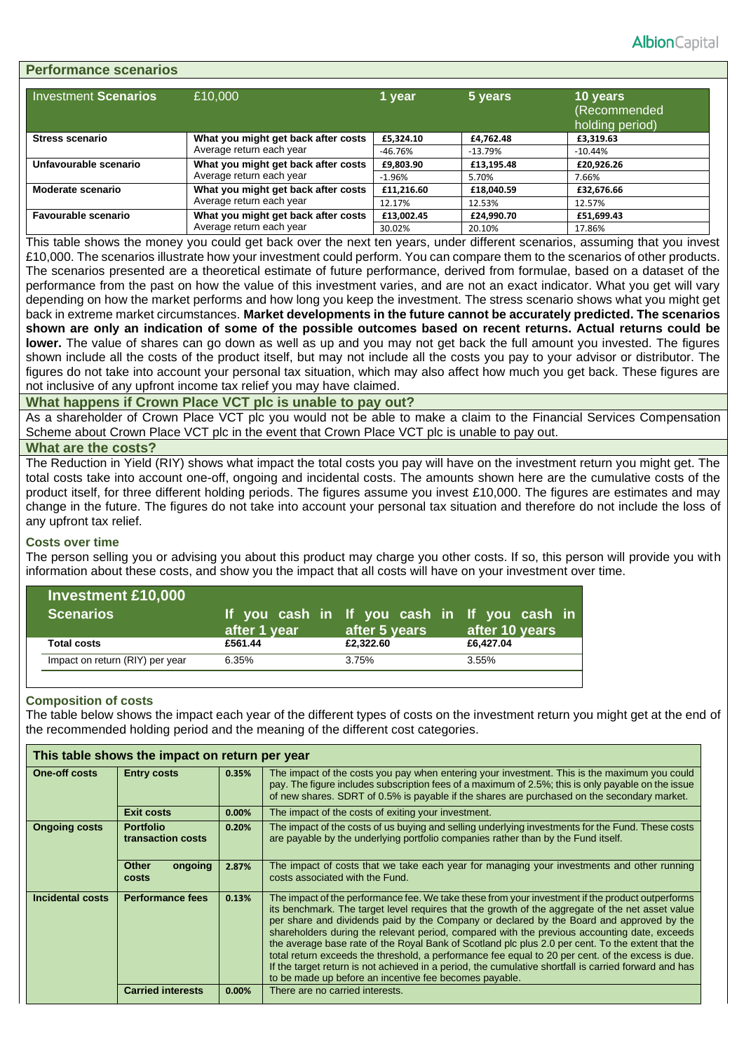## Performance scenarios

| Investment **Scenarios** | £10,000 | 1 year | 5 years | 10 years (Recommended holding period) |
|---|---|---|---|---|
| **Stress scenario** | **What you might get back after costs** | **£5,324.10** | **£4,762.48** | **£3,319.63** |
| | Average return each year | -46.76% | -13.79% | -10.44% |
| **Unfavourable scenario** | **What you might get back after costs** | **£9,803.90** | **£13,195.48** | **£20,926.26** |
| | Average return each year | -1.96% | 5.70% | 7.66% |
| **Moderate scenario** | **What you might get back after costs** | **£11,216.60** | **£18,040.59** | **£32,676.66** |
| | Average return each year | 12.17% | 12.53% | 12.57% |
| **Favourable scenario** | **What you might get back after costs** | **£13,002.45** | **£24,990.70** | **£51,699.43** |
| | Average return each year | 30.02% | 20.10% | 17.86% |

This table shows the money you could get back over the next ten years, under different scenarios, assuming that you invest £10,000. The scenarios illustrate how your investment could perform. You can compare them to the scenarios of other products. The scenarios presented are a theoretical estimate of future performance, derived from formulae, based on a dataset of the performance from the past on how the value of this investment varies, and are not an exact indicator. What you get will vary depending on how the market performs and how long you keep the investment. The stress scenario shows what you might get back in extreme market circumstances. **Market developments in the future cannot be accurately predicted. The scenarios shown are only an indication of some of the possible outcomes based on recent returns. Actual returns could be lower.** The value of shares can go down as well as up and you may not get back the full amount you invested. The figures shown include all the costs of the product itself, but may not include all the costs you pay to your advisor or distributor. The figures do not take into account your personal tax situation, which may also affect how much you get back. These figures are not inclusive of any upfront income tax relief you may have claimed.

## What happens if Crown Place VCT plc is unable to pay out?

As a shareholder of Crown Place VCT plc you would not be able to make a claim to the Financial Services Compensation Scheme about Crown Place VCT plc in the event that Crown Place VCT plc is unable to pay out.

## What are the costs?

The Reduction in Yield (RIY) shows what impact the total costs you pay will have on the investment return you might get. The total costs take into account one-off, ongoing and incidental costs. The amounts shown here are the cumulative costs of the product itself, for three different holding periods. The figures assume you invest £10,000. The figures are estimates and may change in the future. The figures do not take into account your personal tax situation and therefore do not include the loss of any upfront tax relief.

### Costs over time

The person selling you or advising you about this product may charge you other costs. If so, this person will provide you with information about these costs, and show you the impact that all costs will have on your investment over time.

| Investment £10,000 Scenarios | If you cash in after 1 year | If you cash in after 5 years | If you cash in after 10 years |
|---|---|---|---|
| **Total costs** | **£561.44** | **£2,322.60** | **£6,427.04** |
| Impact on return (RIY) per year | 6.35% | 3.75% | 3.55% |

### Composition of costs

The table below shows the impact each year of the different types of costs on the investment return you might get at the end of the recommended holding period and the meaning of the different cost categories.

| This table shows the impact on return per year | | | |
|---|---|---|---|
| **One-off costs** | **Entry costs** | **0.35%** | The impact of the costs you pay when entering your investment. This is the maximum you could pay. The figure includes subscription fees of a maximum of 2.5%; this is only payable on the issue of new shares. SDRT of 0.5% is payable if the shares are purchased on the secondary market. |
| | **Exit costs** | **0.00%** | The impact of the costs of exiting your investment. |
| **Ongoing costs** | **Portfolio transaction costs** | **0.20%** | The impact of the costs of us buying and selling underlying investments for the Fund. These costs are payable by the underlying portfolio companies rather than by the Fund itself. |
| | **Other ongoing costs** | **2.87%** | The impact of costs that we take each year for managing your investments and other running costs associated with the Fund. |
| **Incidental costs** | **Performance fees** | **0.13%** | The impact of the performance fee. We take these from your investment if the product outperforms its benchmark. The target level requires that the growth of the aggregate of the net asset value per share and dividends paid by the Company or declared by the Board and approved by the shareholders during the relevant period, compared with the previous accounting date, exceeds the average base rate of the Royal Bank of Scotland plc plus 2.0 per cent. To the extent that the total return exceeds the threshold, a performance fee equal to 20 per cent. of the excess is due. If the target return is not achieved in a period, the cumulative shortfall is carried forward and has to be made up before an incentive fee becomes payable. |
| | **Carried interests** | **0.00%** | There are no carried interests. |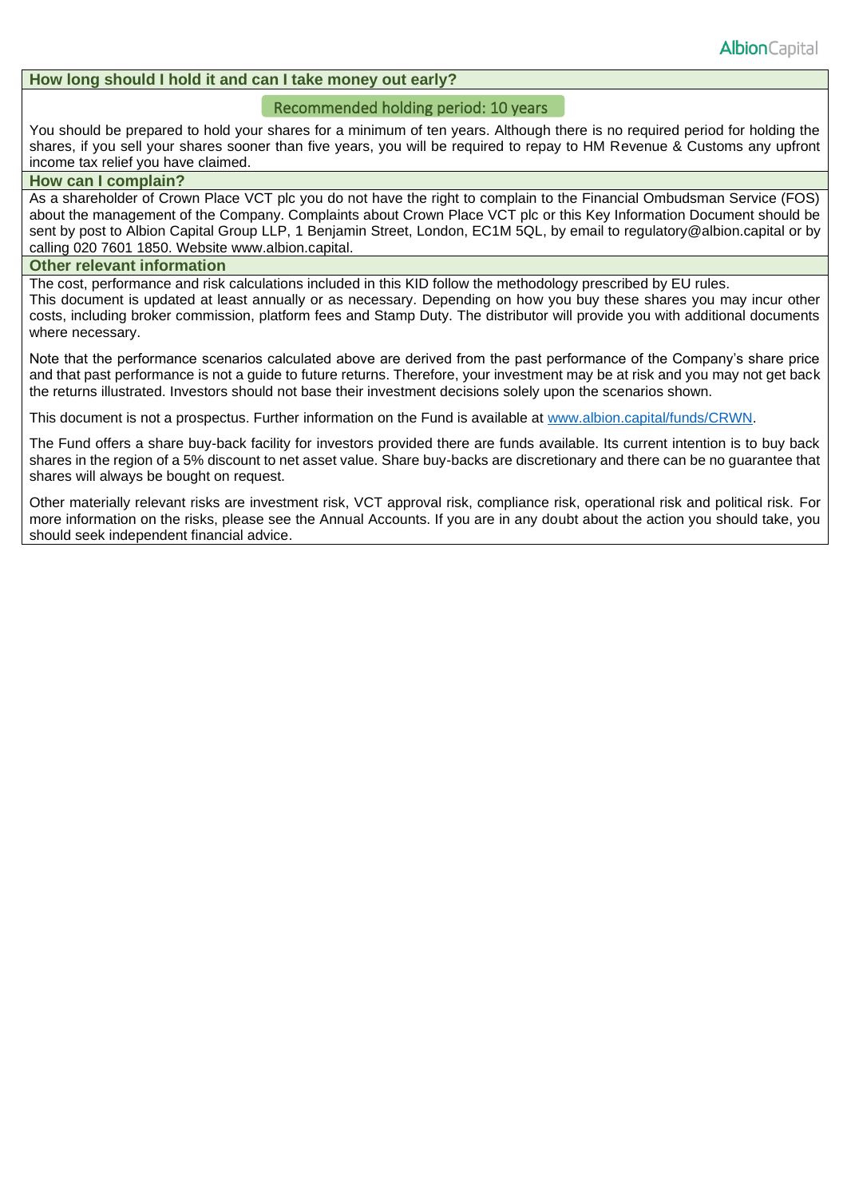## How long should I hold it and can I take money out early?

**Recommended holding period: 10 years**

You should be prepared to hold your shares for a minimum of ten years. Although there is no required period for holding the shares, if you sell your shares sooner than five years, you will be required to repay to HM Revenue & Customs any upfront income tax relief you have claimed.

## How can I complain?

As a shareholder of Crown Place VCT plc you do not have the right to complain to the Financial Ombudsman Service (FOS) about the management of the Company. Complaints about Crown Place VCT plc or this Key Information Document should be sent by post to Albion Capital Group LLP, 1 Benjamin Street, London, EC1M 5QL, by email to regulatory@albion.capital or by calling 020 7601 1850. Website www.albion.capital.

## Other relevant information

The cost, performance and risk calculations included in this KID follow the methodology prescribed by EU rules.
This document is updated at least annually or as necessary. Depending on how you buy these shares you may incur other costs, including broker commission, platform fees and Stamp Duty. The distributor will provide you with additional documents where necessary.

Note that the performance scenarios calculated above are derived from the past performance of the Company's share price and that past performance is not a guide to future returns. Therefore, your investment may be at risk and you may not get back the returns illustrated. Investors should not base their investment decisions solely upon the scenarios shown.

This document is not a prospectus. Further information on the Fund is available at www.albion.capital/funds/CRWN.

The Fund offers a share buy-back facility for investors provided there are funds available. Its current intention is to buy back shares in the region of a 5% discount to net asset value. Share buy-backs are discretionary and there can be no guarantee that shares will always be bought on request.

Other materially relevant risks are investment risk, VCT approval risk, compliance risk, operational risk and political risk. For more information on the risks, please see the Annual Accounts. If you are in any doubt about the action you should take, you should seek independent financial advice.